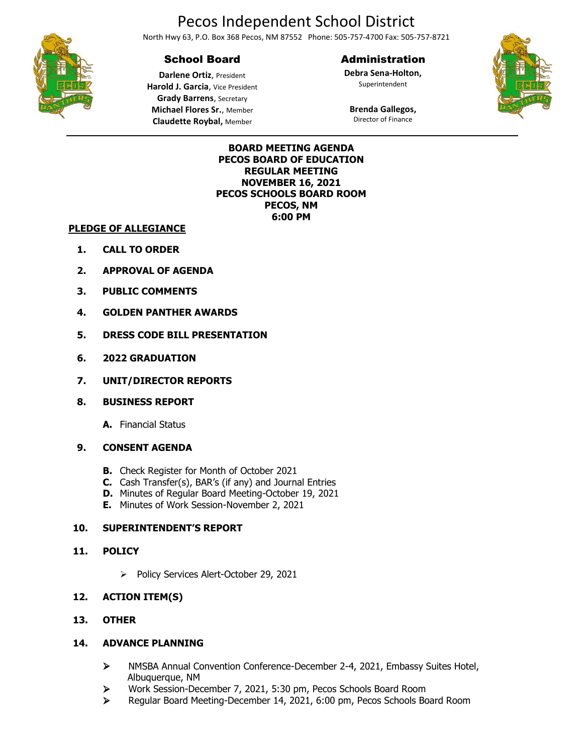# Pecos Independent School District

North Hwy 63, P.O. Box 368 Pecos, NM 87552 Phone: 505-757-4700 Fax: 505-757-8721

## School Board

**Darlene Ortiz**, President
**Harold J. Garcia**, Vice President
**Grady Barrens**, Secretary
**Michael Flores Sr.**, Member
**Claudette Roybal,** Member

## Administration

**Debra Sena-Holton,**
Superintendent

**Brenda Gallegos,**
Director of Finance

---

**BOARD MEETING AGENDA**
**PECOS BOARD OF EDUCATION**
**REGULAR MEETING**
**NOVEMBER 16, 2021**
**PECOS SCHOOLS BOARD ROOM**
**PECOS, NM**
**6:00 PM**

**PLEDGE OF ALLEGIANCE**

1. **CALL TO ORDER**
2. **APPROVAL OF AGENDA**
3. **PUBLIC COMMENTS**
4. **GOLDEN PANTHER AWARDS**
5. **DRESS CODE BILL PRESENTATION**
6. **2022 GRADUATION**
7. **UNIT/DIRECTOR REPORTS**
8. **BUSINESS REPORT**
   - **A.** Financial Status
9. **CONSENT AGENDA**
   - **B.** Check Register for Month of October 2021
   - **C.** Cash Transfer(s), BAR's (if any) and Journal Entries
   - **D.** Minutes of Regular Board Meeting-October 19, 2021
   - **E.** Minutes of Work Session-November 2, 2021
10. **SUPERINTENDENT'S REPORT**
11. **POLICY**
    - Policy Services Alert-October 29, 2021
12. **ACTION ITEM(S)**
13. **OTHER**
14. **ADVANCE PLANNING**
    - NMSBA Annual Convention Conference-December 2-4, 2021, Embassy Suites Hotel, Albuquerque, NM
    - Work Session-December 7, 2021, 5:30 pm, Pecos Schools Board Room
    - Regular Board Meeting-December 14, 2021, 6:00 pm, Pecos Schools Board Room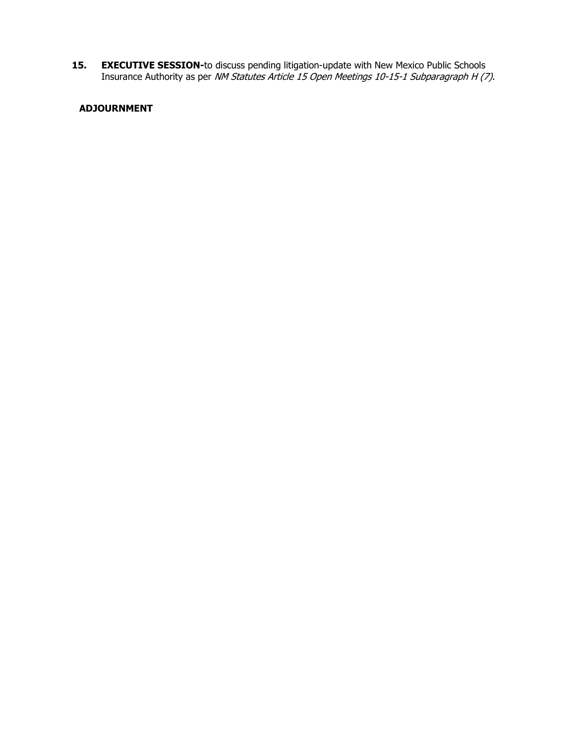15. **EXECUTIVE SESSION-**to discuss pending litigation-update with New Mexico Public Schools Insurance Authority as per *NM Statutes Article 15 Open Meetings 10-15-1 Subparagraph H (7)*.

**ADJOURNMENT**